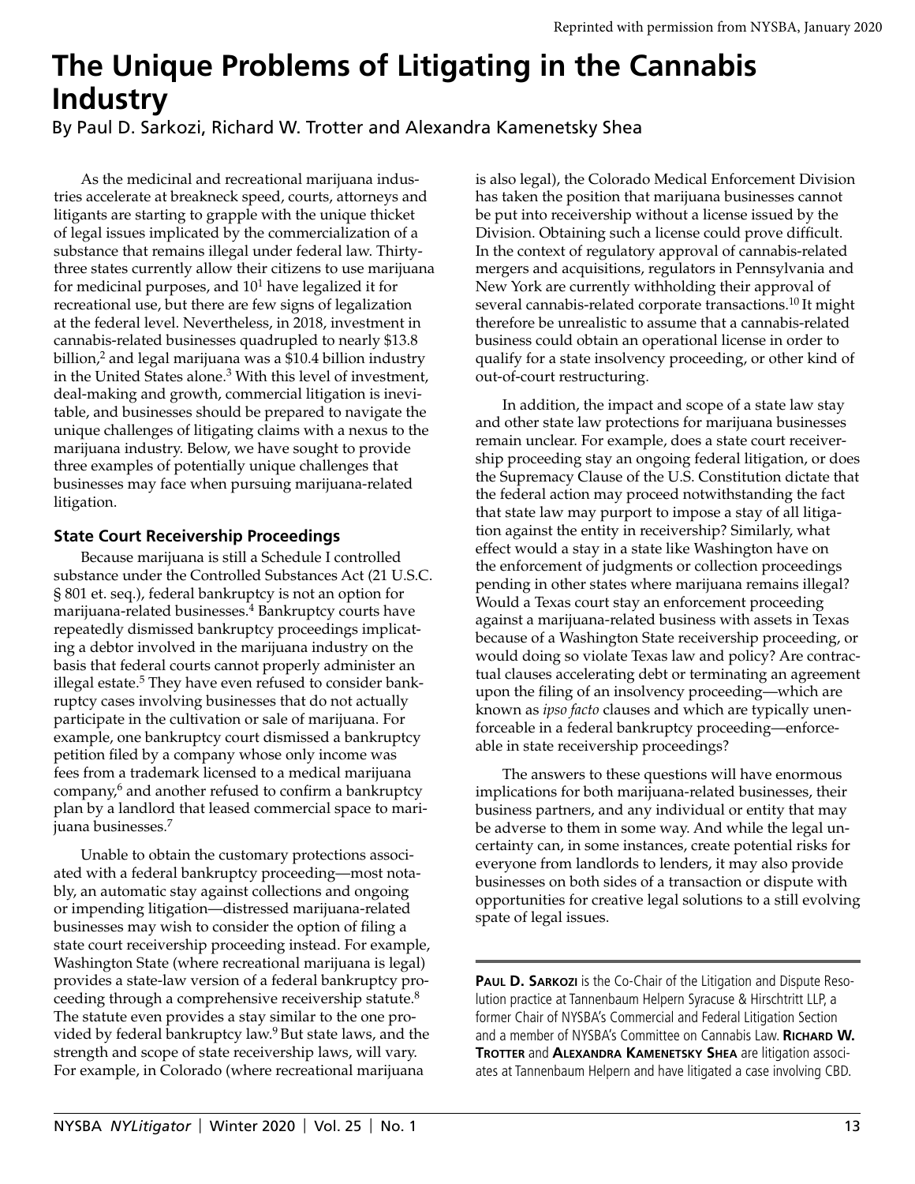# The Unique Problems of Litigating in the Cannabis Industry

By Paul D. Sarkozi, Richard W. Trotter and Alexandra Kamenetsky Shea

As the medicinal and recreational marijuana industries accelerate at breakneck speed, courts, attorneys and litigants are starting to grapple with the unique thicket of legal issues implicated by the commercialization of a substance that remains illegal under federal law. Thirty-three states currently allow their citizens to use marijuana for medicinal purposes, and 10[1] have legalized it for recreational use, but there are few signs of legalization at the federal level. Nevertheless, in 2018, investment in cannabis-related businesses quadrupled to nearly $13.8 billion,[2] and legal marijuana was a $10.4 billion industry in the United States alone.[3] With this level of investment, deal-making and growth, commercial litigation is inevitable, and businesses should be prepared to navigate the unique challenges of litigating claims with a nexus to the marijuana industry. Below, we have sought to provide three examples of potentially unique challenges that businesses may face when pursuing marijuana-related litigation.

## State Court Receivership Proceedings

Because marijuana is still a Schedule I controlled substance under the Controlled Substances Act (21 U.S.C. § 801 et. seq.), federal bankruptcy is not an option for marijuana-related businesses.[4] Bankruptcy courts have repeatedly dismissed bankruptcy proceedings implicating a debtor involved in the marijuana industry on the basis that federal courts cannot properly administer an illegal estate.[5] They have even refused to consider bankruptcy cases involving businesses that do not actually participate in the cultivation or sale of marijuana. For example, one bankruptcy court dismissed a bankruptcy petition filed by a company whose only income was fees from a trademark licensed to a medical marijuana company,[6] and another refused to confirm a bankruptcy plan by a landlord that leased commercial space to marijuana businesses.[7]

Unable to obtain the customary protections associated with a federal bankruptcy proceeding—most notably, an automatic stay against collections and ongoing or impending litigation—distressed marijuana-related businesses may wish to consider the option of filing a state court receivership proceeding instead. For example, Washington State (where recreational marijuana is legal) provides a state-law version of a federal bankruptcy proceeding through a comprehensive receivership statute.[8] The statute even provides a stay similar to the one provided by federal bankruptcy law.[9] But state laws, and the strength and scope of state receivership laws, will vary. For example, in Colorado (where recreational marijuana is also legal), the Colorado Medical Enforcement Division has taken the position that marijuana businesses cannot be put into receivership without a license issued by the Division. Obtaining such a license could prove difficult. In the context of regulatory approval of cannabis-related mergers and acquisitions, regulators in Pennsylvania and New York are currently withholding their approval of several cannabis-related corporate transactions.[10] It might therefore be unrealistic to assume that a cannabis-related business could obtain an operational license in order to qualify for a state insolvency proceeding, or other kind of out-of-court restructuring.

In addition, the impact and scope of a state law stay and other state law protections for marijuana businesses remain unclear. For example, does a state court receivership proceeding stay an ongoing federal litigation, or does the Supremacy Clause of the U.S. Constitution dictate that the federal action may proceed notwithstanding the fact that state law may purport to impose a stay of all litigation against the entity in receivership? Similarly, what effect would a stay in a state like Washington have on the enforcement of judgments or collection proceedings pending in other states where marijuana remains illegal? Would a Texas court stay an enforcement proceeding against a marijuana-related business with assets in Texas because of a Washington State receivership proceeding, or would doing so violate Texas law and policy? Are contractual clauses accelerating debt or terminating an agreement upon the filing of an insolvency proceeding—which are known as *ipso facto* clauses and which are typically unenforceable in a federal bankruptcy proceeding—enforceable in state receivership proceedings?

The answers to these questions will have enormous implications for both marijuana-related businesses, their business partners, and any individual or entity that may be adverse to them in some way. And while the legal uncertainty can, in some instances, create potential risks for everyone from landlords to lenders, it may also provide businesses on both sides of a transaction or dispute with opportunities for creative legal solutions to a still evolving spate of legal issues.

**Paul D. Sarkozi** is the Co-Chair of the Litigation and Dispute Resolution practice at Tannenbaum Helpern Syracuse & Hirschtritt LLP, a former Chair of NYSBA's Commercial and Federal Litigation Section and a member of NYSBA's Committee on Cannabis Law. **Richard W. Trotter** and **Alexandra Kamenetsky Shea** are litigation associates at Tannenbaum Helpern and have litigated a case involving CBD.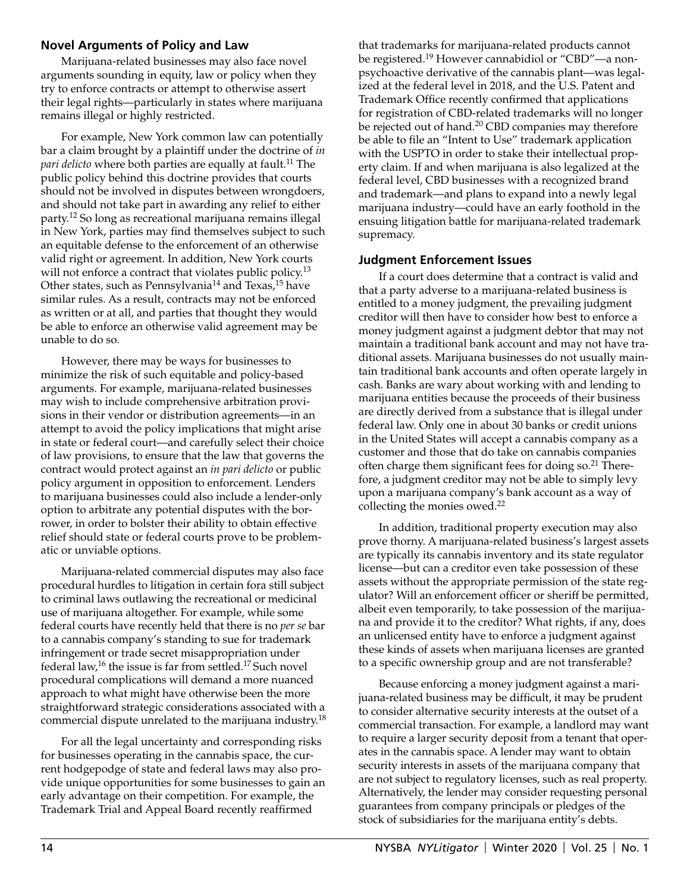## Novel Arguments of Policy and Law

Marijuana-related businesses may also face novel arguments sounding in equity, law or policy when they try to enforce contracts or attempt to otherwise assert their legal rights—particularly in states where marijuana remains illegal or highly restricted.

For example, New York common law can potentially bar a claim brought by a plaintiff under the doctrine of *in pari delicto* where both parties are equally at fault.[11] The public policy behind this doctrine provides that courts should not be involved in disputes between wrongdoers, and should not take part in awarding any relief to either party.[12] So long as recreational marijuana remains illegal in New York, parties may find themselves subject to such an equitable defense to the enforcement of an otherwise valid right or agreement. In addition, New York courts will not enforce a contract that violates public policy.[13] Other states, such as Pennsylvania[14] and Texas,[15] have similar rules. As a result, contracts may not be enforced as written or at all, and parties that thought they would be able to enforce an otherwise valid agreement may be unable to do so.

However, there may be ways for businesses to minimize the risk of such equitable and policy-based arguments. For example, marijuana-related businesses may wish to include comprehensive arbitration provisions in their vendor or distribution agreements—in an attempt to avoid the policy implications that might arise in state or federal court—and carefully select their choice of law provisions, to ensure that the law that governs the contract would protect against an *in pari delicto* or public policy argument in opposition to enforcement. Lenders to marijuana businesses could also include a lender-only option to arbitrate any potential disputes with the borrower, in order to bolster their ability to obtain effective relief should state or federal courts prove to be problematic or unviable options.

Marijuana-related commercial disputes may also face procedural hurdles to litigation in certain fora still subject to criminal laws outlawing the recreational or medicinal use of marijuana altogether. For example, while some federal courts have recently held that there is no *per se* bar to a cannabis company's standing to sue for trademark infringement or trade secret misappropriation under federal law,[16] the issue is far from settled.[17] Such novel procedural complications will demand a more nuanced approach to what might have otherwise been the more straightforward strategic considerations associated with a commercial dispute unrelated to the marijuana industry.[18]

For all the legal uncertainty and corresponding risks for businesses operating in the cannabis space, the current hodgepodge of state and federal laws may also provide unique opportunities for some businesses to gain an early advantage on their competition. For example, the Trademark Trial and Appeal Board recently reaffirmed that trademarks for marijuana-related products cannot be registered.[19] However cannabidiol or "CBD"—a non-psychoactive derivative of the cannabis plant—was legalized at the federal level in 2018, and the U.S. Patent and Trademark Office recently confirmed that applications for registration of CBD-related trademarks will no longer be rejected out of hand.[20] CBD companies may therefore be able to file an "Intent to Use" trademark application with the USPTO in order to stake their intellectual property claim. If and when marijuana is also legalized at the federal level, CBD businesses with a recognized brand and trademark—and plans to expand into a newly legal marijuana industry—could have an early foothold in the ensuing litigation battle for marijuana-related trademark supremacy.

## Judgment Enforcement Issues

If a court does determine that a contract is valid and that a party adverse to a marijuana-related business is entitled to a money judgment, the prevailing judgment creditor will then have to consider how best to enforce a money judgment against a judgment debtor that may not maintain a traditional bank account and may not have traditional assets. Marijuana businesses do not usually maintain traditional bank accounts and often operate largely in cash. Banks are wary about working with and lending to marijuana entities because the proceeds of their business are directly derived from a substance that is illegal under federal law. Only one in about 30 banks or credit unions in the United States will accept a cannabis company as a customer and those that do take on cannabis companies often charge them significant fees for doing so.[21] Therefore, a judgment creditor may not be able to simply levy upon a marijuana company's bank account as a way of collecting the monies owed.[22]

In addition, traditional property execution may also prove thorny. A marijuana-related business's largest assets are typically its cannabis inventory and its state regulator license—but can a creditor even take possession of these assets without the appropriate permission of the state regulator? Will an enforcement officer or sheriff be permitted, albeit even temporarily, to take possession of the marijuana and provide it to the creditor? What rights, if any, does an unlicensed entity have to enforce a judgment against these kinds of assets when marijuana licenses are granted to a specific ownership group and are not transferable?

Because enforcing a money judgment against a marijuana-related business may be difficult, it may be prudent to consider alternative security interests at the outset of a commercial transaction. For example, a landlord may want to require a larger security deposit from a tenant that operates in the cannabis space. A lender may want to obtain security interests in assets of the marijuana company that are not subject to regulatory licenses, such as real property. Alternatively, the lender may consider requesting personal guarantees from company principals or pledges of the stock of subsidiaries for the marijuana entity's debts.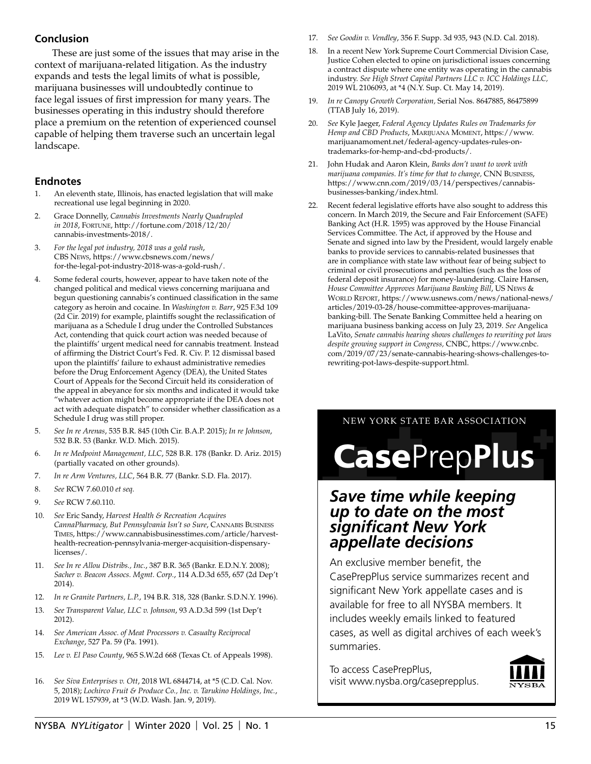## Conclusion

These are just some of the issues that may arise in the context of marijuana-related litigation. As the industry expands and tests the legal limits of what is possible, marijuana businesses will undoubtedly continue to face legal issues of first impression for many years. The businesses operating in this industry should therefore place a premium on the retention of experienced counsel capable of helping them traverse such an uncertain legal landscape.

## Endnotes

1. An eleventh state, Illinois, has enacted legislation that will make recreational use legal beginning in 2020.
2. Grace Donnelly, *Cannabis Investments Nearly Quadrupled in 2018*, Fortune, http://fortune.com/2018/12/20/cannabis-investments-2018/.
3. *For the legal pot industry, 2018 was a gold rush*, CBS News, https://www.cbsnews.com/news/for-the-legal-pot-industry-2018-was-a-gold-rush/.
4. Some federal courts, however, appear to have taken note of the changed political and medical views concerning marijuana and begun questioning cannabis's continued classification in the same category as heroin and cocaine. In *Washington v. Barr*, 925 F.3d 109 (2d Cir. 2019) for example, plaintiffs sought the reclassification of marijuana as a Schedule I drug under the Controlled Substances Act, contending that quick court action was needed because of the plaintiffs' urgent medical need for cannabis treatment. Instead of affirming the District Court's Fed. R. Civ. P. 12 dismissal based upon the plaintiffs' failure to exhaust administrative remedies before the Drug Enforcement Agency (DEA), the United States Court of Appeals for the Second Circuit held its consideration of the appeal in abeyance for six months and indicated it would take "whatever action might become appropriate if the DEA does not act with adequate dispatch" to consider whether classification as a Schedule I drug was still proper.
5. *See In re Arenas*, 535 B.R. 845 (10th Cir. B.A.P. 2015); *In re Johnson*, 532 B.R. 53 (Bankr. W.D. Mich. 2015).
6. *In re Medpoint Management, LLC*, 528 B.R. 178 (Bankr. D. Ariz. 2015) (partially vacated on other grounds).
7. *In re Arm Ventures, LLC*, 564 B.R. 77 (Bankr. S.D. Fla. 2017).
8. *See* RCW 7.60.010 *et seq.*
9. *See* RCW 7.60.110.
10. *See* Eric Sandy, *Harvest Health & Recreation Acquires CannaPharmacy, But Pennsylvania Isn't so Sure*, Cannabis Business Times, https://www.cannabisbusinesstimes.com/article/harvest-health-recreation-pennsylvania-merger-acquisition-dispensary-licenses/.
11. *See In re Allou Distribs., Inc.*, 387 B.R. 365 (Bankr. E.D.N.Y. 2008); *Sacher v. Beacon Assocs. Mgmt. Corp.*, 114 A.D.3d 655, 657 (2d Dep't 2014).
12. *In re Granite Partners, L.P.*, 194 B.R. 318, 328 (Bankr. S.D.N.Y. 1996).
13. *See Transparent Value, LLC v. Johnson*, 93 A.D.3d 599 (1st Dep't 2012).
14. *See American Assoc. of Meat Processors v. Casualty Reciprocal Exchange*, 527 Pa. 59 (Pa. 1991).
15. *Lee v. El Paso County*, 965 S.W.2d 668 (Texas Ct. of Appeals 1998).
16. *See Siva Enterprises v. Ott*, 2018 WL 6844714, at *5 (C.D. Cal. Nov. 5, 2018); *Lochirco Fruit & Produce Co., Inc. v. Tarukino Holdings, Inc.*, 2019 WL 157939, at *3 (W.D. Wash. Jan. 9, 2019).
17. *See Goodin v. Vendley*, 356 F. Supp. 3d 935, 943 (N.D. Cal. 2018).
18. In a recent New York Supreme Court Commercial Division Case, Justice Cohen elected to opine on jurisdictional issues concerning a contract dispute where one entity was operating in the cannabis industry. *See High Street Capital Partners LLC v. ICC Holdings LLC,* 2019 WL 2106093, at *4 (N.Y. Sup. Ct. May 14, 2019).
19. *In re Canopy Growth Corporation,* Serial Nos. 8647885, 86475899 (TTAB July 16, 2019).
20. *See* Kyle Jaeger, *Federal Agency Updates Rules on Trademarks for Hemp and CBD Products*, Marijuana Moment, https://www.marijuanamoment.net/federal-agency-updates-rules-on-trademarks-for-hemp-and-cbd-products/.
21. John Hudak and Aaron Klein, *Banks don't want to work with marijuana companies. It's time for that to change,* CNN Business, https://www.cnn.com/2019/03/14/perspectives/cannabis-businesses-banking/index.html.
22. Recent federal legislative efforts have also sought to address this concern. In March 2019, the Secure and Fair Enforcement (SAFE) Banking Act (H.R. 1595) was approved by the House Financial Services Committee. The Act, if approved by the House and Senate and signed into law by the President, would largely enable banks to provide services to cannabis-related businesses that are in compliance with state law without fear of being subject to criminal or civil prosecutions and penalties (such as the loss of federal deposit insurance) for money-laundering. Claire Hansen, *House Committee Approves Marijuana Banking Bill*, US News & World Report, https://www.usnews.com/news/national-news/articles/2019-03-28/house-committee-approves-marijuana-banking-bill. The Senate Banking Committee held a hearing on marijuana business banking access on July 23, 2019. *See* Angelica LaVito, *Senate cannabis hearing shows challenges to rewriting pot laws despite growing support in Congress,* CNBC, https://www.cnbc.com/2019/07/23/senate-cannabis-hearing-shows-challenges-to-rewriting-pot-laws-despite-support.html.

---

NEW YORK STATE BAR ASSOCIATION

**Case**Prep**Plus**

***Save time while keeping up to date on the most significant New York appellate decisions***

An exclusive member benefit, the CasePrepPlus service summarizes recent and significant New York appellate cases and is available for free to all NYSBA members. It includes weekly emails linked to featured cases, as well as digital archives of each week's summaries.

To access CasePrepPlus, visit www.nysba.org/caseprepplus.

NYSBA